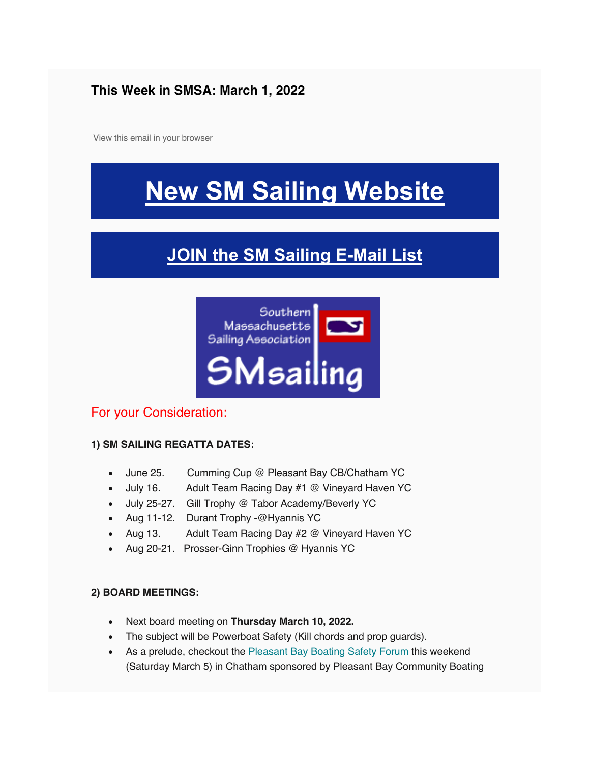**This Week in SMSA: March 1, 2022**

View this email in your browser

# New SM Sailing Website

## JOIN the SM Sailing E-Mail List

Southern Massachusetts Sailing Association

SMsailing

For your Consideration:

**1) SM SAILING REGATTA DATES:**

- June 25. Cumming Cup @ Pleasant Bay CB/Chatham YC
- July 16. Adult Team Racing Day #1 @ Vineyard Haven YC
- July 25-27. Gill Trophy @ Tabor Academy/Beverly YC
- Aug 11-12. Durant Trophy -@Hyannis YC
- Aug 13. Adult Team Racing Day #2 @ Vineyard Haven YC
- Aug 20-21. Prosser-Ginn Trophies @ Hyannis YC

**2) BOARD MEETINGS:**

- Next board meeting on **Thursday March 10, 2022.**
- The subject will be Powerboat Safety (Kill chords and prop guards).
- As a prelude, checkout the Pleasant Bay Boating Safety Forum this weekend (Saturday March 5) in Chatham sponsored by Pleasant Bay Community Boating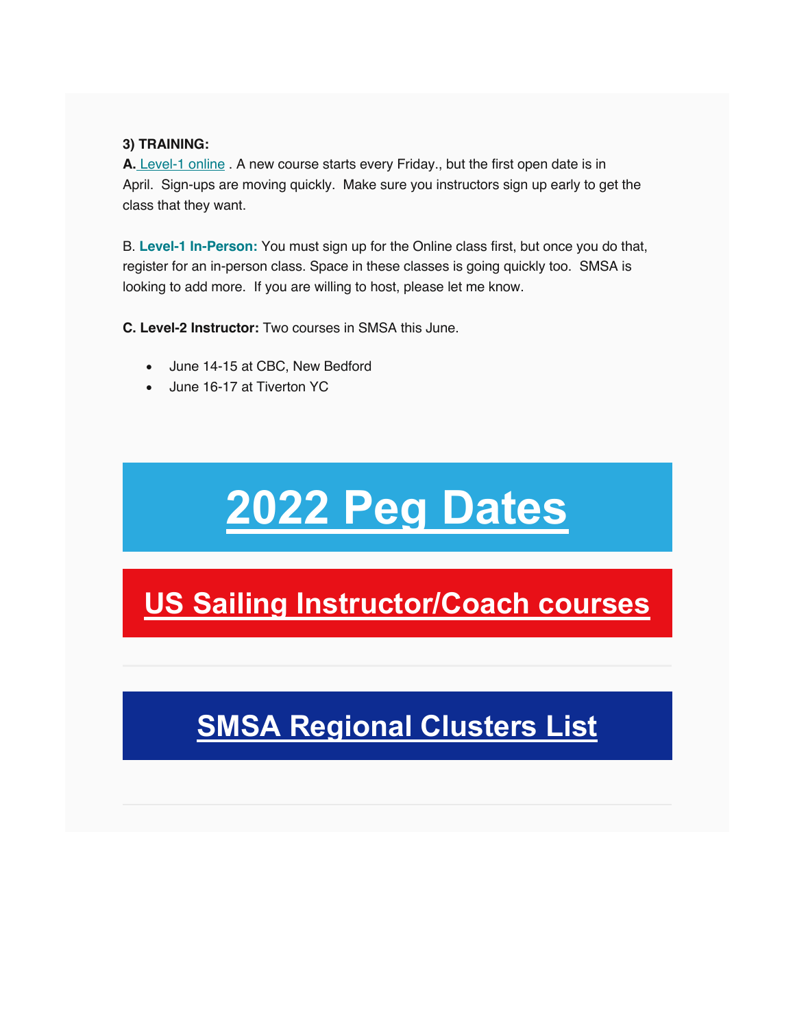**3) TRAINING:**

**A.** Level-1 online . A new course starts every Friday., but the first open date is in April. Sign-ups are moving quickly. Make sure you instructors sign up early to get the class that they want.

B. **Level-1 In-Person:** You must sign up for the Online class first, but once you do that, register for an in-person class. Space in these classes is going quickly too. SMSA is looking to add more. If you are willing to host, please let me know.

**C. Level-2 Instructor:** Two courses in SMSA this June.

- June 14-15 at CBC, New Bedford
- June 16-17 at Tiverton YC

# 2022 Peg Dates

## US Sailing Instructor/Coach courses

---

## SMSA Regional Clusters List

---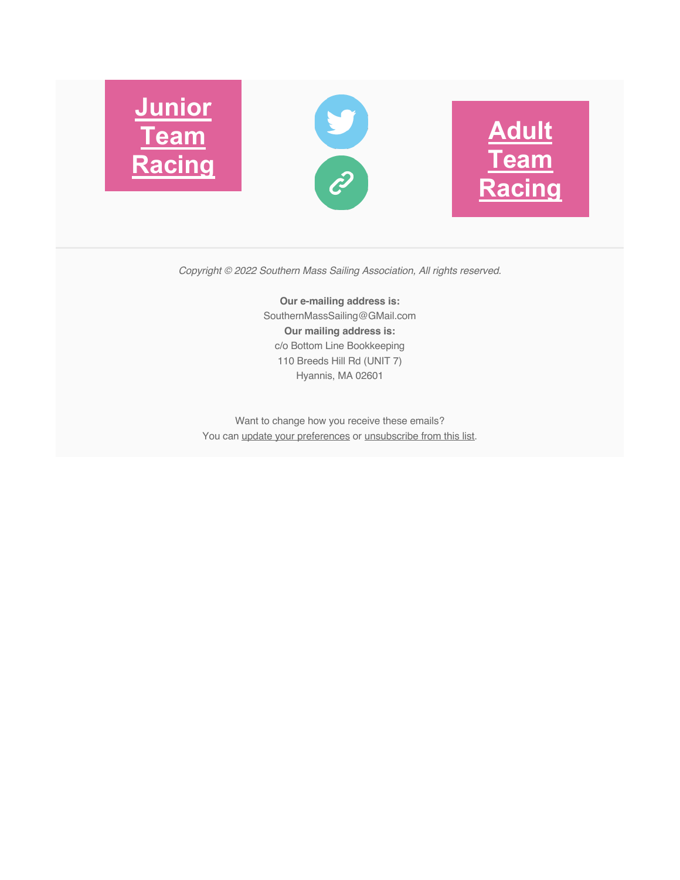**Junior Team Racing**

**Adult Team Racing**

*Copyright © 2022 Southern Mass Sailing Association, All rights reserved.*

**Our e-mailing address is:**
SouthernMassSailing@GMail.com
**Our mailing address is:**
c/o Bottom Line Bookkeeping
110 Breeds Hill Rd (UNIT 7)
Hyannis, MA 02601

Want to change how you receive these emails?
You can update your preferences or unsubscribe from this list.